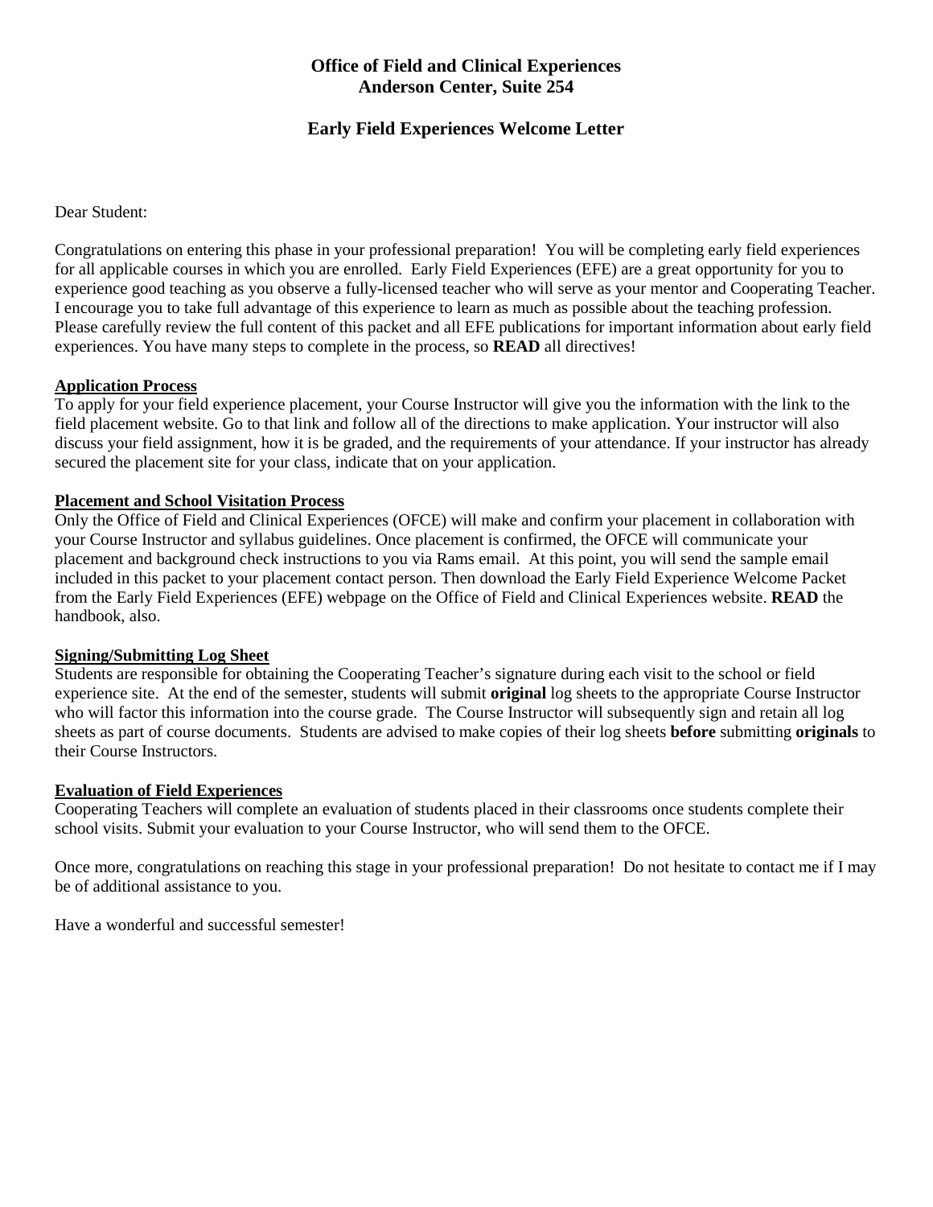# Office of Field and Clinical Experiences
# Anderson Center, Suite 254

## Early Field Experiences Welcome Letter

Dear Student:

Congratulations on entering this phase in your professional preparation! You will be completing early field experiences for all applicable courses in which you are enrolled. Early Field Experiences (EFE) are a great opportunity for you to experience good teaching as you observe a fully-licensed teacher who will serve as your mentor and Cooperating Teacher. I encourage you to take full advantage of this experience to learn as much as possible about the teaching profession. Please carefully review the full content of this packet and all EFE publications for important information about early field experiences. You have many steps to complete in the process, so **READ** all directives!

**Application Process**

To apply for your field experience placement, your Course Instructor will give you the information with the link to the field placement website. Go to that link and follow all of the directions to make application. Your instructor will also discuss your field assignment, how it is be graded, and the requirements of your attendance. If your instructor has already secured the placement site for your class, indicate that on your application.

**Placement and School Visitation Process**

Only the Office of Field and Clinical Experiences (OFCE) will make and confirm your placement in collaboration with your Course Instructor and syllabus guidelines. Once placement is confirmed, the OFCE will communicate your placement and background check instructions to you via Rams email. At this point, you will send the sample email included in this packet to your placement contact person. Then download the Early Field Experience Welcome Packet from the Early Field Experiences (EFE) webpage on the Office of Field and Clinical Experiences website. **READ** the handbook, also.

**Signing/Submitting Log Sheet**

Students are responsible for obtaining the Cooperating Teacher's signature during each visit to the school or field experience site. At the end of the semester, students will submit **original** log sheets to the appropriate Course Instructor who will factor this information into the course grade. The Course Instructor will subsequently sign and retain all log sheets as part of course documents. Students are advised to make copies of their log sheets **before** submitting **originals** to their Course Instructors.

**Evaluation of Field Experiences**

Cooperating Teachers will complete an evaluation of students placed in their classrooms once students complete their school visits. Submit your evaluation to your Course Instructor, who will send them to the OFCE.

Once more, congratulations on reaching this stage in your professional preparation! Do not hesitate to contact me if I may be of additional assistance to you.

Have a wonderful and successful semester!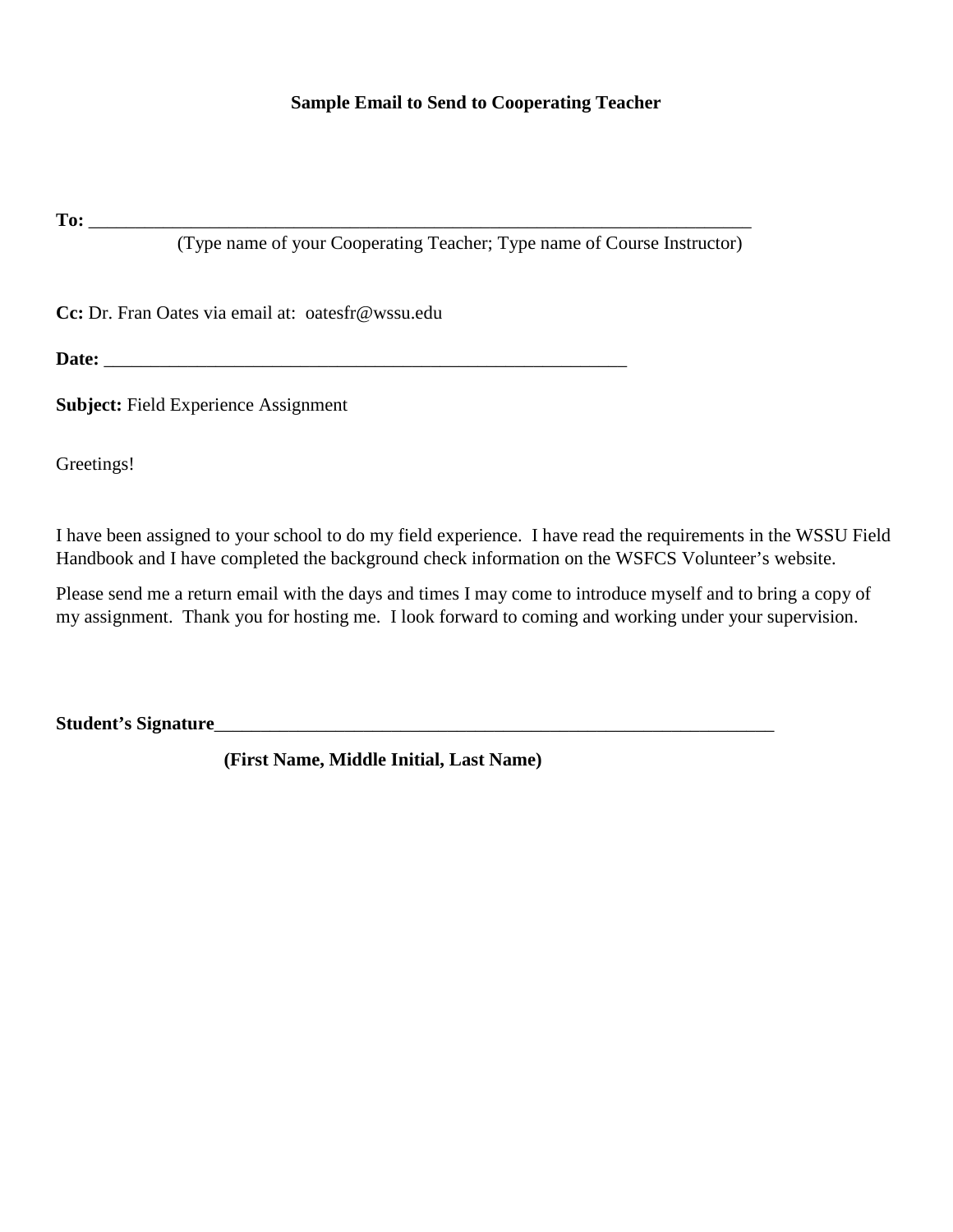**Sample Email to Send to Cooperating Teacher**

**To:** ___________________________________________________________________________

(Type name of your Cooperating Teacher; Type name of Course Instructor)

**Cc:** Dr. Fran Oates via email at: oatesfr@wssu.edu

**Date:** __________________________________________________________

**Subject:** Field Experience Assignment

Greetings!

I have been assigned to your school to do my field experience. I have read the requirements in the WSSU Field Handbook and I have completed the background check information on the WSFCS Volunteer's website.

Please send me a return email with the days and times I may come to introduce myself and to bring a copy of my assignment. Thank you for hosting me. I look forward to coming and working under your supervision.

**Student's Signature**_______________________________________________________________

**(First Name, Middle Initial, Last Name)**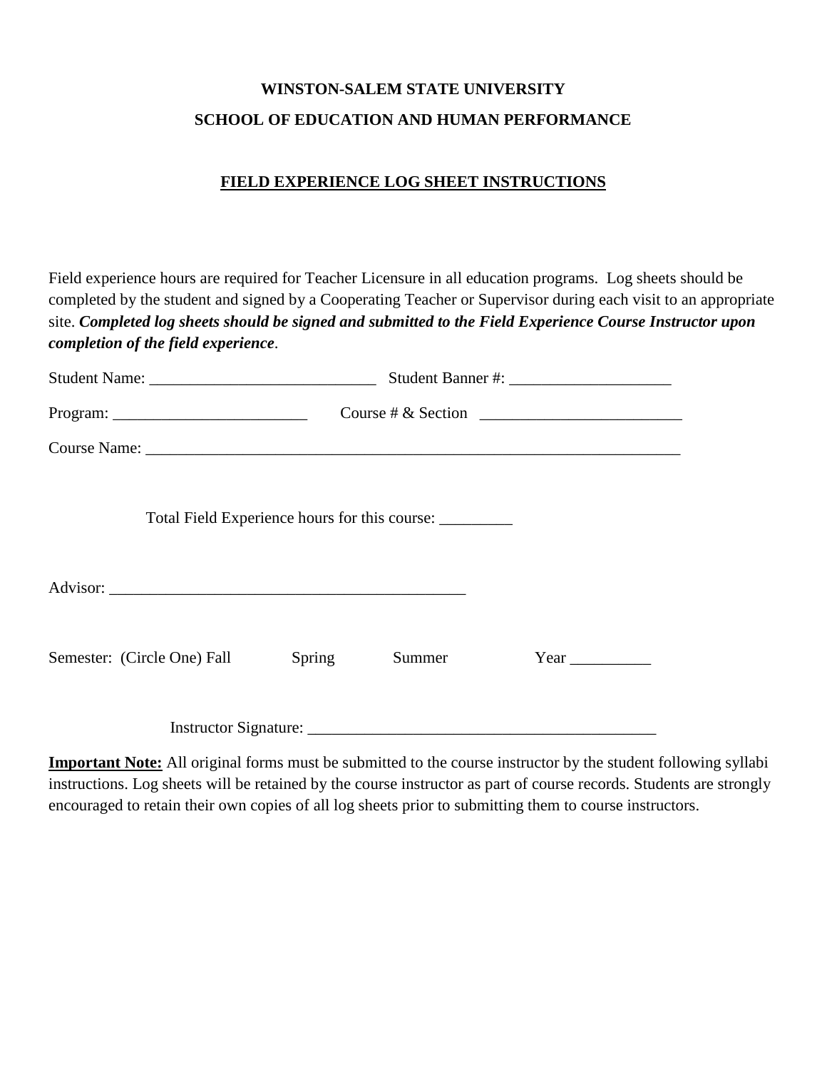**WINSTON-SALEM STATE UNIVERSITY**

**SCHOOL OF EDUCATION AND HUMAN PERFORMANCE**

**FIELD EXPERIENCE LOG SHEET INSTRUCTIONS**

Field experience hours are required for Teacher Licensure in all education programs. Log sheets should be completed by the student and signed by a Cooperating Teacher or Supervisor during each visit to an appropriate site. ***Completed log sheets should be signed and submitted to the Field Experience Course Instructor upon completion of the field experience***.

Student Name: ___________________________ Student Banner #: ___________________

Program: ________________________ Course # & Section ________________________

Course Name: ______________________________________________________________

Total Field Experience hours for this course: _________

Advisor: ____________________________________________

Semester: (Circle One) Fall Spring Summer Year __________

Instructor Signature: ___________________________________________

**Important Note:** All original forms must be submitted to the course instructor by the student following syllabi instructions. Log sheets will be retained by the course instructor as part of course records. Students are strongly encouraged to retain their own copies of all log sheets prior to submitting them to course instructors.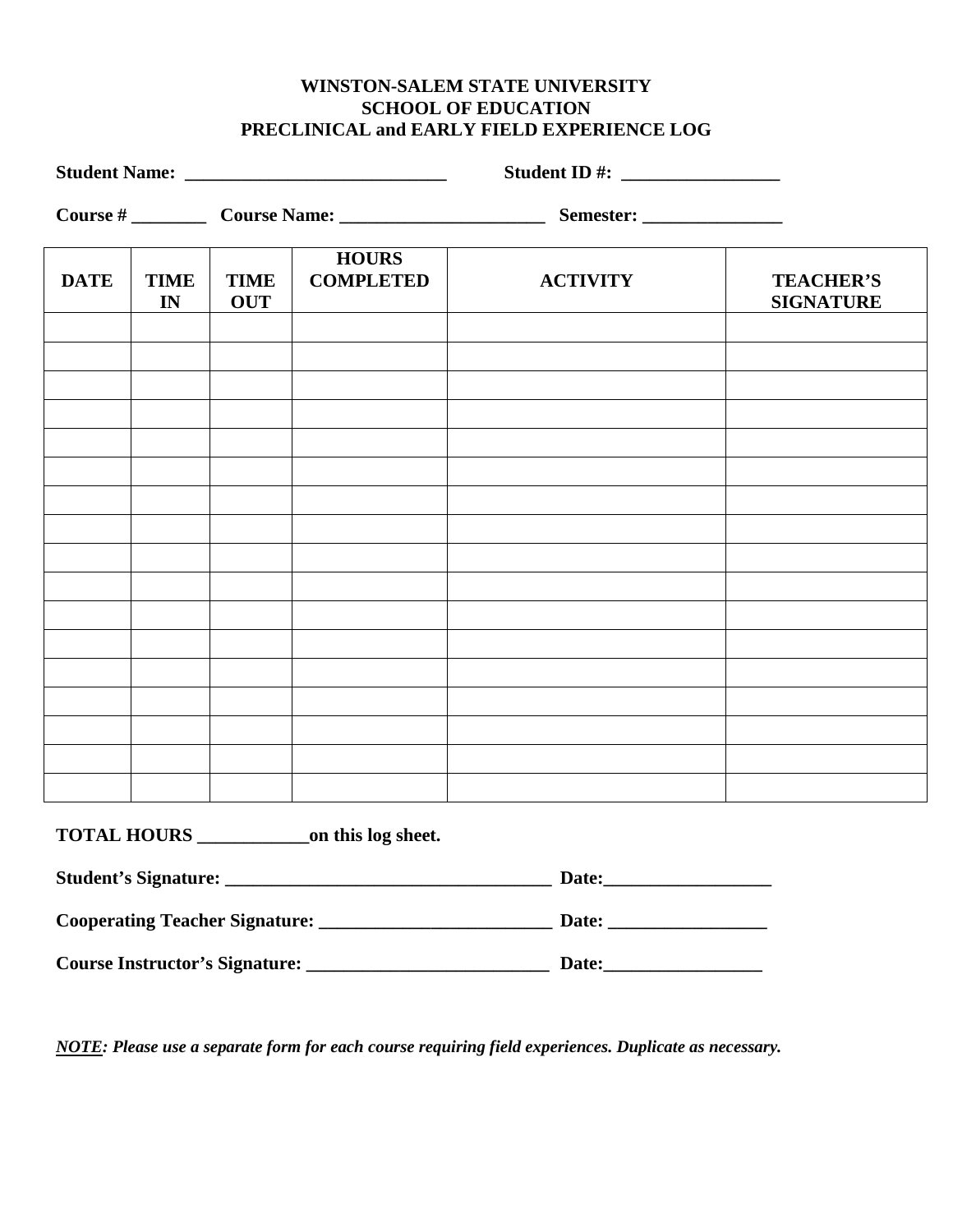**WINSTON-SALEM STATE UNIVERSITY**
**SCHOOL OF EDUCATION**
**PRECLINICAL and EARLY FIELD EXPERIENCE LOG**

**Student Name: ____________________________ Student ID #: _________________**

**Course # ________ Course Name: ______________________ Semester: _______________**

| DATE | TIME IN | TIME OUT | HOURS COMPLETED | ACTIVITY | TEACHER'S SIGNATURE |
|---|---|---|---|---|---|
| | | | | | |
| | | | | | |
| | | | | | |
| | | | | | |
| | | | | | |
| | | | | | |
| | | | | | |
| | | | | | |
| | | | | | |
| | | | | | |
| | | | | | |
| | | | | | |
| | | | | | |
| | | | | | |
| | | | | | |
| | | | | | |
| | | | | | |

**TOTAL HOURS ____________on this log sheet.**

**Student's Signature: ___________________________________ Date:__________________**

**Cooperating Teacher Signature: _________________________ Date: _________________**

**Course Instructor's Signature: __________________________ Date:_________________**

***NOTE: Please use a separate form for each course requiring field experiences. Duplicate as necessary.***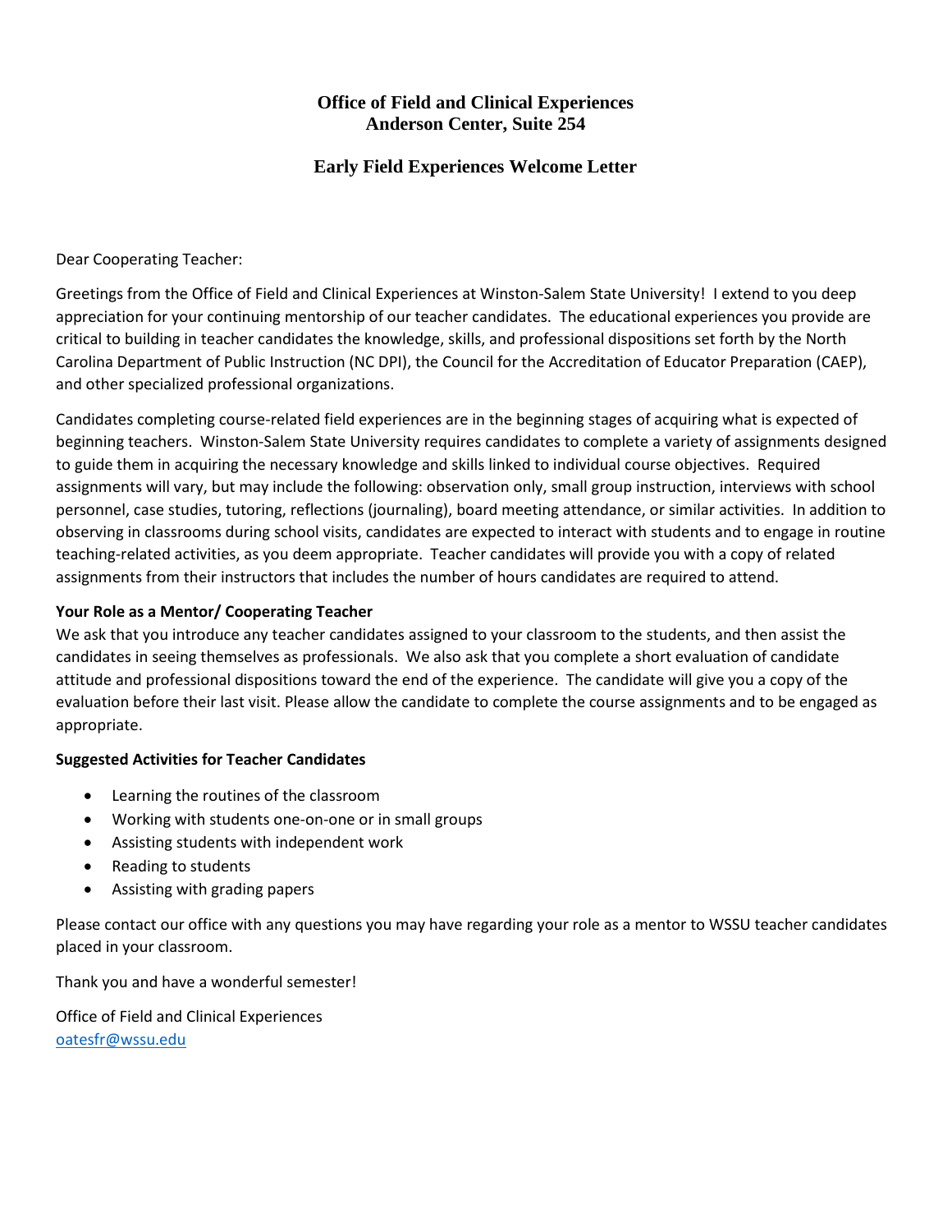# Office of Field and Clinical Experiences
# Anderson Center, Suite 254

## Early Field Experiences Welcome Letter

Dear Cooperating Teacher:

Greetings from the Office of Field and Clinical Experiences at Winston-Salem State University! I extend to you deep appreciation for your continuing mentorship of our teacher candidates. The educational experiences you provide are critical to building in teacher candidates the knowledge, skills, and professional dispositions set forth by the North Carolina Department of Public Instruction (NC DPI), the Council for the Accreditation of Educator Preparation (CAEP), and other specialized professional organizations.

Candidates completing course-related field experiences are in the beginning stages of acquiring what is expected of beginning teachers. Winston-Salem State University requires candidates to complete a variety of assignments designed to guide them in acquiring the necessary knowledge and skills linked to individual course objectives. Required assignments will vary, but may include the following: observation only, small group instruction, interviews with school personnel, case studies, tutoring, reflections (journaling), board meeting attendance, or similar activities. In addition to observing in classrooms during school visits, candidates are expected to interact with students and to engage in routine teaching-related activities, as you deem appropriate. Teacher candidates will provide you with a copy of related assignments from their instructors that includes the number of hours candidates are required to attend.

**Your Role as a Mentor/ Cooperating Teacher**

We ask that you introduce any teacher candidates assigned to your classroom to the students, and then assist the candidates in seeing themselves as professionals. We also ask that you complete a short evaluation of candidate attitude and professional dispositions toward the end of the experience. The candidate will give you a copy of the evaluation before their last visit. Please allow the candidate to complete the course assignments and to be engaged as appropriate.

**Suggested Activities for Teacher Candidates**

- Learning the routines of the classroom
- Working with students one-on-one or in small groups
- Assisting students with independent work
- Reading to students
- Assisting with grading papers

Please contact our office with any questions you may have regarding your role as a mentor to WSSU teacher candidates placed in your classroom.

Thank you and have a wonderful semester!

Office of Field and Clinical Experiences
oatesfr@wssu.edu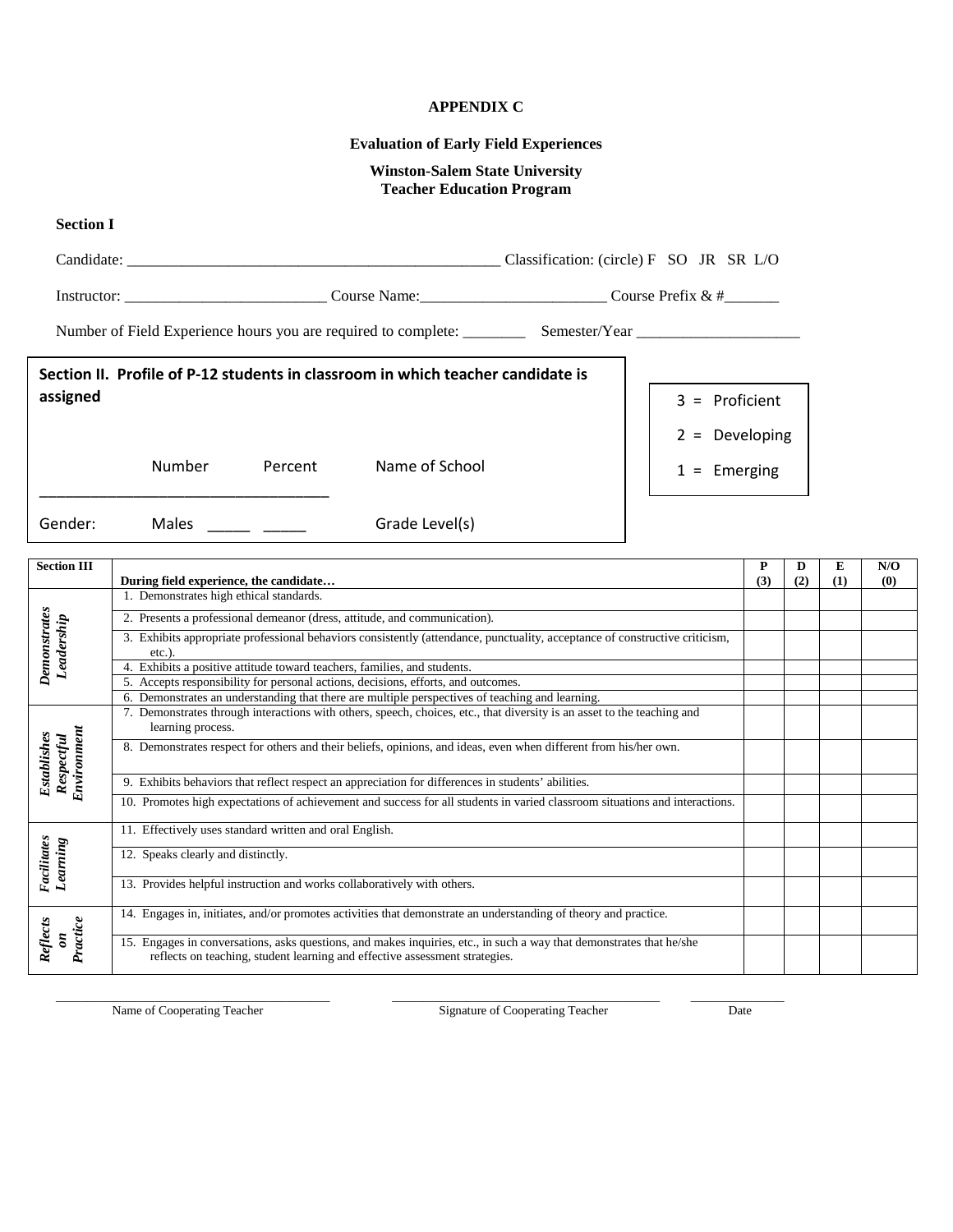**APPENDIX C**

**Evaluation of Early Field Experiences**

**Winston-Salem State University**
**Teacher Education Program**

**Section I**

Candidate: _______________________________________________ Classification: (circle) F SO JR SR L/O

Instructor: _________________________ Course Name:________________________ Course Prefix & #_______

Number of Field Experience hours you are required to complete: ________ Semester/Year _____________________

**Section II. Profile of P-12 students in classroom in which teacher candidate is assigned**

| | Number | Percent | Name of School |
|---|---|---|---|
| Gender: | Males _____ | _____ | Grade Level(s) |

3 = Proficient

2 = Developing

1 = Emerging

| Section III | During field experience, the candidate… | P (3) | D (2) | E (1) | N/O (0) |
|---|---|---|---|---|---|
| *Demonstrates Leadership* | 1. Demonstrates high ethical standards. | | | | |
| | 2. Presents a professional demeanor (dress, attitude, and communication). | | | | |
| | 3. Exhibits appropriate professional behaviors consistently (attendance, punctuality, acceptance of constructive criticism, etc.). | | | | |
| | 4. Exhibits a positive attitude toward teachers, families, and students. | | | | |
| | 5. Accepts responsibility for personal actions, decisions, efforts, and outcomes. | | | | |
| | 6. Demonstrates an understanding that there are multiple perspectives of teaching and learning. | | | | |
| *Establishes Respectful Environment* | 7. Demonstrates through interactions with others, speech, choices, etc., that diversity is an asset to the teaching and learning process. | | | | |
| | 8. Demonstrates respect for others and their beliefs, opinions, and ideas, even when different from his/her own. | | | | |
| | 9. Exhibits behaviors that reflect respect an appreciation for differences in students' abilities. | | | | |
| | 10. Promotes high expectations of achievement and success for all students in varied classroom situations and interactions. | | | | |
| *Facilitates Learning* | 11. Effectively uses standard written and oral English. | | | | |
| | 12. Speaks clearly and distinctly. | | | | |
| | 13. Provides helpful instruction and works collaboratively with others. | | | | |
| *Reflects on Practice* | 14. Engages in, initiates, and/or promotes activities that demonstrate an understanding of theory and practice. | | | | |
| | 15. Engages in conversations, asks questions, and makes inquiries, etc., in such a way that demonstrates that he/she reflects on teaching, student learning and effective assessment strategies. | | | | |

_____________________________ Name of Cooperating Teacher

_____________________________ Signature of Cooperating Teacher

_______________ Date